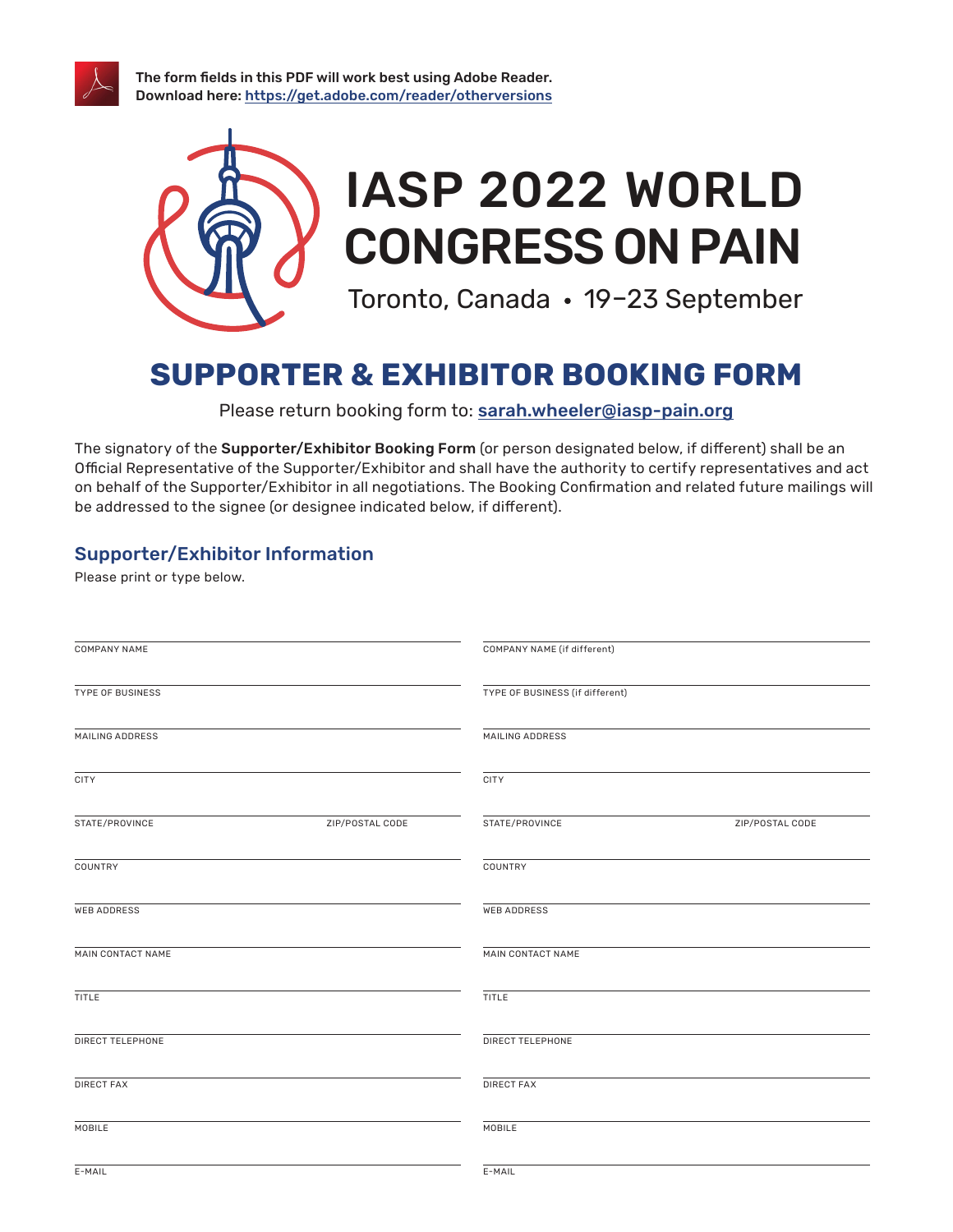The form fields in this PDF will work best using Adobe Reader.
Download here: https://get.adobe.com/reader/otherversions

# IASP 2022 WORLD CONGRESS ON PAIN

Toronto, Canada • 19–23 September

## SUPPORTER & EXHIBITOR BOOKING FORM

Please return booking form to: sarah.wheeler@iasp-pain.org

The signatory of the **Supporter/Exhibitor Booking Form** (or person designated below, if different) shall be an Official Representative of the Supporter/Exhibitor and shall have the authority to certify representatives and act on behalf of the Supporter/Exhibitor in all negotiations. The Booking Confirmation and related future mailings will be addressed to the signee (or designee indicated below, if different).

### Supporter/Exhibitor Information

Please print or type below.

| | |
|---|---|
| COMPANY NAME | COMPANY NAME (if different) |
| TYPE OF BUSINESS | TYPE OF BUSINESS (if different) |
| MAILING ADDRESS | MAILING ADDRESS |
| CITY | CITY |
| STATE/PROVINCE / ZIP/POSTAL CODE | STATE/PROVINCE / ZIP/POSTAL CODE |
| COUNTRY | COUNTRY |
| WEB ADDRESS | WEB ADDRESS |
| MAIN CONTACT NAME | MAIN CONTACT NAME |
| TITLE | TITLE |
| DIRECT TELEPHONE | DIRECT TELEPHONE |
| DIRECT FAX | DIRECT FAX |
| MOBILE | MOBILE |
| E-MAIL | E-MAIL |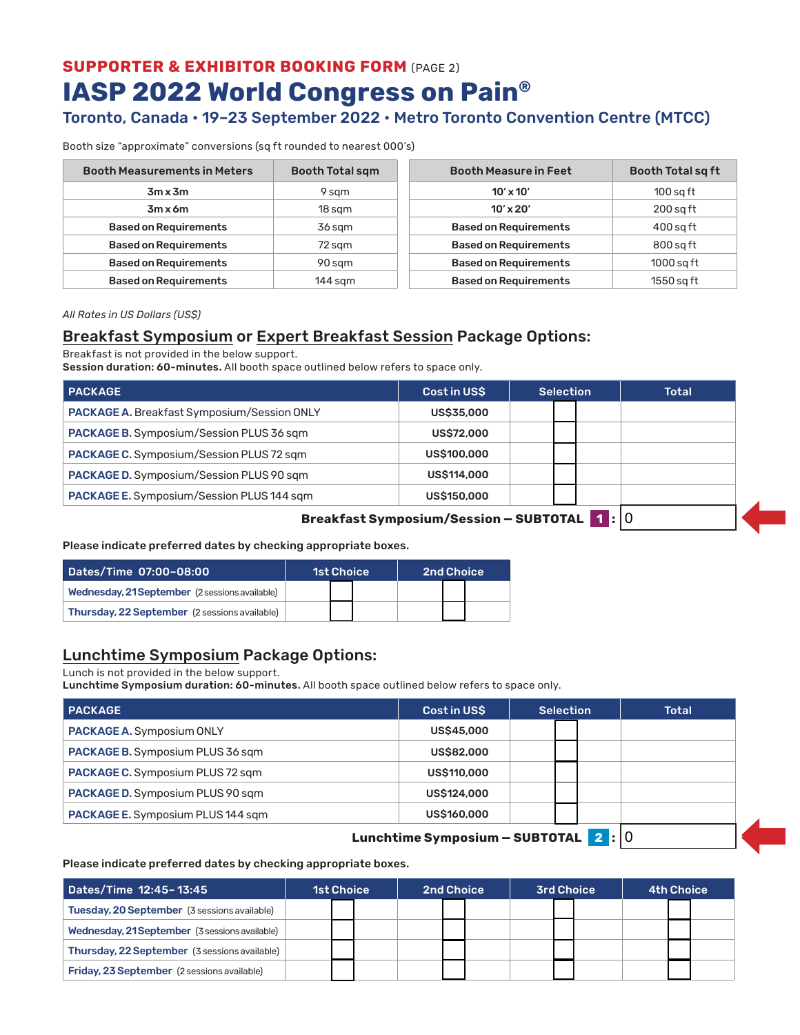**SUPPORTER & EXHIBITOR BOOKING FORM** (PAGE 2)

# IASP 2022 World Congress on Pain®

## Toronto, Canada • 19–23 September 2022 • Metro Toronto Convention Centre (MTCC)

Booth size "approximate" conversions (sq ft rounded to nearest 000's)

| Booth Measurements in Meters | Booth Total sqm |
|---|---|
| 3m x 3m | 9 sqm |
| 3m x 6m | 18 sqm |
| Based on Requirements | 36 sqm |
| Based on Requirements | 72 sqm |
| Based on Requirements | 90 sqm |
| Based on Requirements | 144 sqm |

| Booth Measure in Feet | Booth Total sq ft |
|---|---|
| 10' x 10' | 100 sq ft |
| 10' x 20' | 200 sq ft |
| Based on Requirements | 400 sq ft |
| Based on Requirements | 800 sq ft |
| Based on Requirements | 1000 sq ft |
| Based on Requirements | 1550 sq ft |

*All Rates in US Dollars (US$)*

## Breakfast Symposium or Expert Breakfast Session Package Options:

Breakfast is not provided in the below support.
**Session duration: 60-minutes.** All booth space outlined below refers to space only.

| PACKAGE | Cost in US$ | Selection | Total |
|---|---|---|---|
| **PACKAGE A.** Breakfast Symposium/Session ONLY | **US$35,000** | ☐ | |
| **PACKAGE B.** Symposium/Session PLUS 36 sqm | **US$72,000** | ☐ | |
| **PACKAGE C.** Symposium/Session PLUS 72 sqm | **US$100,000** | ☐ | |
| **PACKAGE D.** Symposium/Session PLUS 90 sqm | **US$114,000** | ☐ | |
| **PACKAGE E.** Symposium/Session PLUS 144 sqm | **US$150,000** | ☐ | |

**Breakfast Symposium/Session – SUBTOTAL 1 :** 0

**Please indicate preferred dates by checking appropriate boxes.**

| Dates/Time 07:00–08:00 | 1st Choice | 2nd Choice |
|---|---|---|
| **Wednesday, 21 September** (2 sessions available) | ☐ | ☐ |
| **Thursday, 22 September** (2 sessions available) | ☐ | ☐ |

## Lunchtime Symposium Package Options:

Lunch is not provided in the below support.
**Lunchtime Symposium duration: 60-minutes.** All booth space outlined below refers to space only.

| PACKAGE | Cost in US$ | Selection | Total |
|---|---|---|---|
| **PACKAGE A.** Symposium ONLY | **US$45,000** | ☐ | |
| **PACKAGE B.** Symposium PLUS 36 sqm | **US$82,000** | ☐ | |
| **PACKAGE C.** Symposium PLUS 72 sqm | **US$110,000** | ☐ | |
| **PACKAGE D.** Symposium PLUS 90 sqm | **US$124,000** | ☐ | |
| **PACKAGE E.** Symposium PLUS 144 sqm | **US$160,000** | ☐ | |

**Lunchtime Symposium – SUBTOTAL 2 :** 0

**Please indicate preferred dates by checking appropriate boxes.**

| Dates/Time 12:45–13:45 | 1st Choice | 2nd Choice | 3rd Choice | 4th Choice |
|---|---|---|---|---|
| **Tuesday, 20 September** (3 sessions available) | ☐ | ☐ | ☐ | ☐ |
| **Wednesday, 21 September** (3 sessions available) | ☐ | ☐ | ☐ | ☐ |
| **Thursday, 22 September** (3 sessions available) | ☐ | ☐ | ☐ | ☐ |
| **Friday, 23 September** (2 sessions available) | ☐ | ☐ | ☐ | ☐ |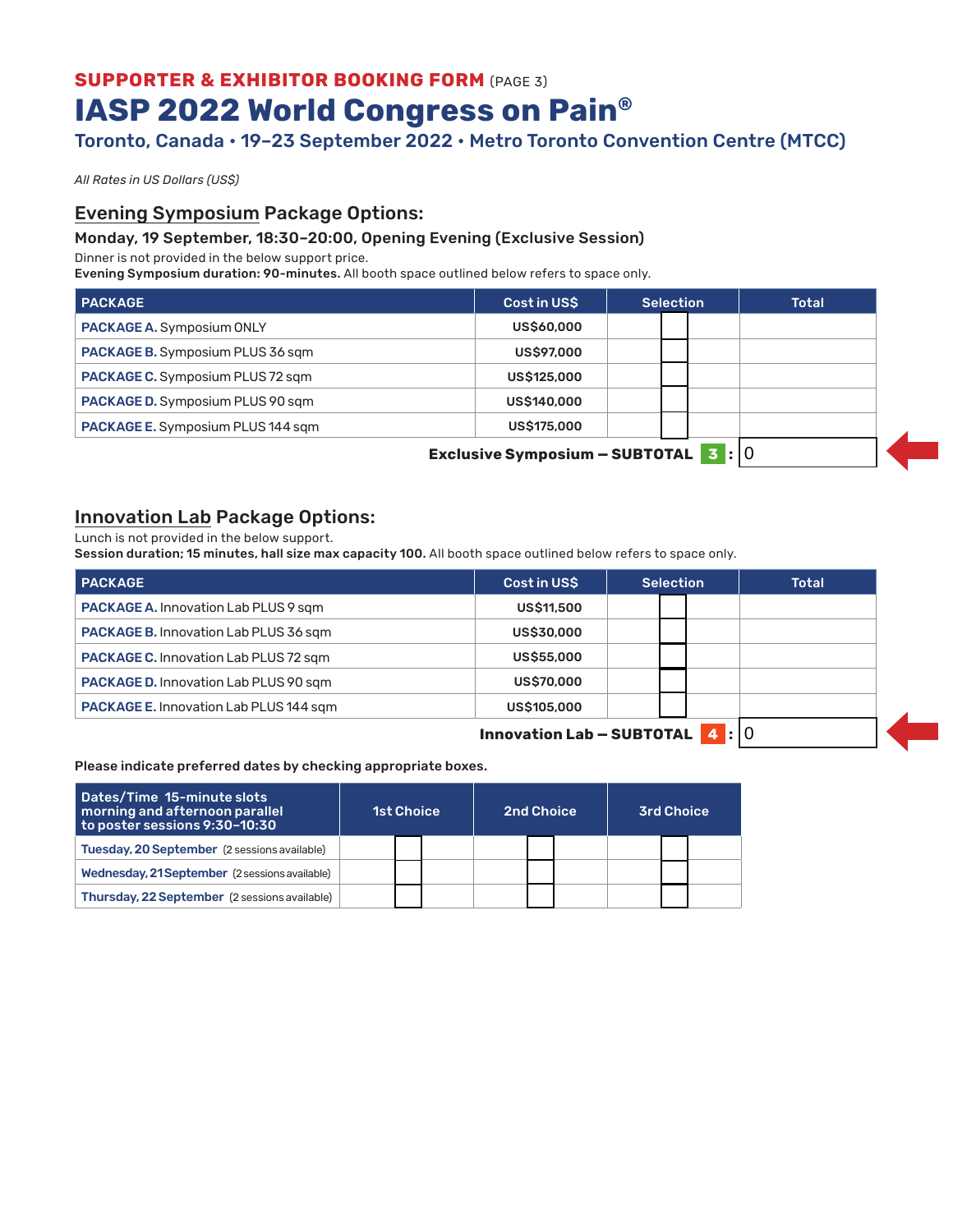**SUPPORTER & EXHIBITOR BOOKING FORM** (PAGE 3)

# IASP 2022 World Congress on Pain®

## Toronto, Canada • 19–23 September 2022 • Metro Toronto Convention Centre (MTCC)

*All Rates in US Dollars (US$)*

## Evening Symposium Package Options:

### Monday, 19 September, 18:30–20:00, Opening Evening (Exclusive Session)

Dinner is not provided in the below support price.

**Evening Symposium duration: 90-minutes.** All booth space outlined below refers to space only.

| PACKAGE | Cost in US$ | Selection | Total |
|---|---|---|---|
| **PACKAGE A.** Symposium ONLY | **US$60,000** | | |
| **PACKAGE B.** Symposium PLUS 36 sqm | **US$97,000** | | |
| **PACKAGE C.** Symposium PLUS 72 sqm | **US$125,000** | | |
| **PACKAGE D.** Symposium PLUS 90 sqm | **US$140,000** | | |
| **PACKAGE E.** Symposium PLUS 144 sqm | **US$175,000** | | |
| | | **Exclusive Symposium – SUBTOTAL 3:** | 0 |

## Innovation Lab Package Options:

Lunch is not provided in the below support.

**Session duration; 15 minutes, hall size max capacity 100.** All booth space outlined below refers to space only.

| PACKAGE | Cost in US$ | Selection | Total |
|---|---|---|---|
| **PACKAGE A.** Innovation Lab PLUS 9 sqm | **US$11,500** | | |
| **PACKAGE B.** Innovation Lab PLUS 36 sqm | **US$30,000** | | |
| **PACKAGE C.** Innovation Lab PLUS 72 sqm | **US$55,000** | | |
| **PACKAGE D.** Innovation Lab PLUS 90 sqm | **US$70,000** | | |
| **PACKAGE E.** Innovation Lab PLUS 144 sqm | **US$105,000** | | |
| | | **Innovation Lab – SUBTOTAL 4:** | 0 |

**Please indicate preferred dates by checking appropriate boxes.**

| Dates/Time 15-minute slots morning and afternoon parallel to poster sessions 9:30–10:30 | 1st Choice | 2nd Choice | 3rd Choice |
|---|---|---|---|
| **Tuesday, 20 September** (2 sessions available) | | | |
| **Wednesday, 21 September** (2 sessions available) | | | |
| **Thursday, 22 September** (2 sessions available) | | | |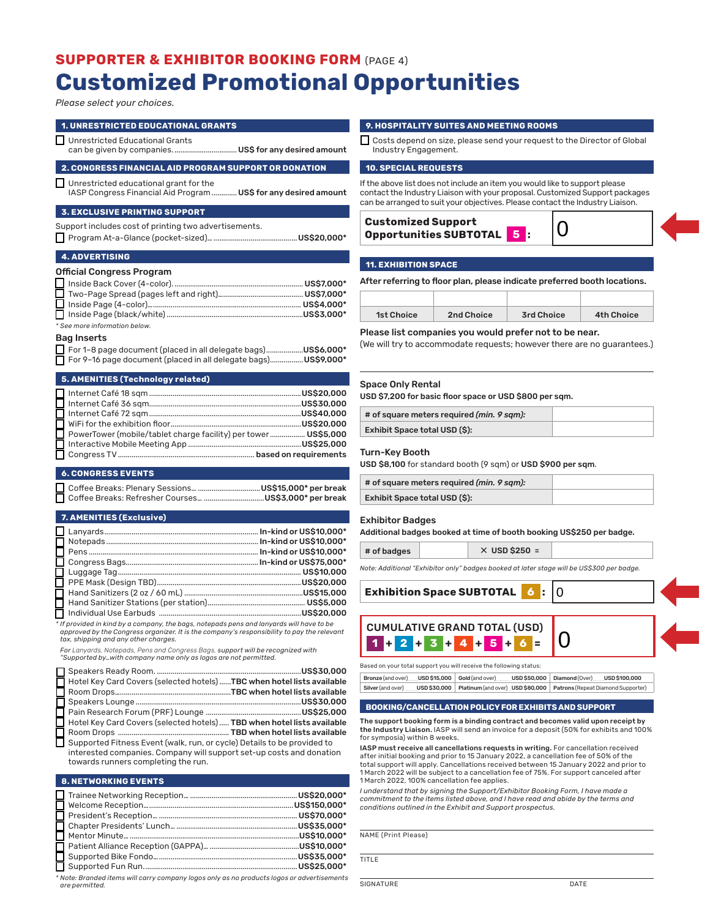## SUPPORTER & EXHIBITOR BOOKING FORM (PAGE 4)

# Customized Promotional Opportunities

*Please select your choices.*

### 1. UNRESTRICTED EDUCATIONAL GRANTS

- ☐ Unrestricted Educational Grants can be given by companies................................ **US$ for any desired amount**

### 2. CONGRESS FINANCIAL AID PROGRAM SUPPORT OR DONATION

- ☐ Unrestricted educational grant for the IASP Congress Financial Aid Program............ **US$ for any desired amount**

### 3. EXCLUSIVE PRINTING SUPPORT

Support includes cost of printing two advertisements.

- ☐ Program At-a-Glance (pocket-sized)........................................... **US$20,000***

### 4. ADVERTISING

**Official Congress Program**

- ☐ Inside Back Cover (4-color)................................................ **US$7,000***
- ☐ Two-Page Spread (pages left and right).......................................... **US$7,000***
- ☐ Inside Page (4-color)............................................... **US$4,000***
- ☐ Inside Page (black/white)............................................... **US$3,000***

*\* See more information below.*

**Bag Inserts**

- ☐ For 1–8 page document (placed in all delegate bags)................... **US$6,000***
- ☐ For 9–16 page document (placed in all delegate bags)................. **US$9,000***

### 5. AMENITIES (Technology related)

- ☐ Internet Café 18 sqm............................................... **US$20,000**
- ☐ Internet Café 36 sqm............................................... **US$30,000**
- ☐ Internet Café 72 sqm............................................... **US$40,000**
- ☐ WiFi for the exhibition floor............................................... **US$20,000**
- ☐ PowerTower (mobile/tablet charge facility) per tower................. **US$5,000**
- ☐ Interactive Mobile Meeting App............................................... **US$25,000**
- ☐ Congress TV............................................... **based on requirements**

### 6. CONGRESS EVENTS

- ☐ Coffee Breaks: Plenary Sessions................................ **US$15,000* per break**
- ☐ Coffee Breaks: Refresher Courses................................ **US$3,000* per break**

### 7. AMENITIES (Exclusive)

- ☐ Lanyards............................................... **In-kind or US$10,000***
- ☐ Notepads............................................... **In-kind or US$10,000***
- ☐ Pens............................................... **In-kind or US$10,000***
- ☐ Congress Bags............................................... **In-kind or US$75,000***
- ☐ Luggage Tag............................................... **US$10,000**
- ☐ PPE Mask (Design TBD)............................................... **US$20,000**
- ☐ Hand Sanitizers (2 oz / 60 mL)............................................... **US$15,000**
- ☐ Hand Sanitizer Stations (per station)............................................... **US$5,000**
- ☐ Individual Use Earbuds............................................... **US$20,000**

*\* If provided in kind by a company, the bags, notepads pens and lanyards will have to be approved by the Congress organizer. It is the company's responsibility to pay the relevant tax, shipping and any other charges.*

*For Lanyards, Notepads, Pens and Congress Bags, support will be recognized with "Supported by...with company name only as logos are not permitted.*

- ☐ Speakers Ready Room............................................... **US$30,000**
- ☐ Hotel Key Card Covers (selected hotels)...... **TBC when hotel lists available**
- ☐ Room Drops............................................... **TBC when hotel lists available**
- ☐ Speakers Lounge............................................... **US$30,000**
- ☐ Pain Research Forum (PRF) Lounge............................................... **US$25,000**
- ☐ Hotel Key Card Covers (selected hotels)...... **TBD when hotel lists available**
- ☐ Room Drops............................................... **TBD when hotel lists available**
- ☐ Supported Fitness Event (walk, run, or cycle) Details to be provided to interested companies. Company will support set-up costs and donation towards runners completing the run.

### 8. NETWORKING EVENTS

- ☐ Trainee Networking Reception............................................... **US$20,000***
- ☐ Welcome Reception............................................... **US$150,000***
- ☐ President's Reception............................................... **US$70,000***
- ☐ Chapter Presidents' Lunch............................................... **US$35,000***
- ☐ Mentor Minute............................................... **US$10,000***
- ☐ Patient Alliance Reception (GAPPA)............................................... **US$10,000***
- ☐ Supported Bike Fondo............................................... **US$35,000***
- ☐ Supported Fun Run............................................... **US$25,000***

*\* Note: Branded items will carry company logos only as no products logos or advertisements are permitted.*

### 9. HOSPITALITY SUITES AND MEETING ROOMS

- ☐ Costs depend on size, please send your request to the Director of Global Industry Engagement.

### 10. SPECIAL REQUESTS

If the above list does not include an item you would like to support please contact the Industry Liaison with your proposal. Customized Support packages can be arranged to suit your objectives. Please contact the Industry Liaison.

| | |
|---|---|
| **Customized Support Opportunities SUBTOTAL 5:** | 0 |

### 11. EXHIBITION SPACE

**After referring to floor plan, please indicate preferred booth locations.**

| | | | |
|---|---|---|---|
| | | | |
| 1st Choice | 2nd Choice | 3rd Choice | 4th Choice |

**Please list companies you would prefer not to be near.**
(We will try to accommodate requests; however there are no guarantees.)

**Space Only Rental**

**USD $7,200 for basic floor space or USD $800 per sqm.**

| | |
|---|---|
| **# of square meters required *(min. 9 sqm)*:** | |
| **Exhibit Space total USD ($):** | |

**Turn-Key Booth**

**USD $8,100** for standard booth (9 sqm) or **USD $900 per sqm**.

| | |
|---|---|
| **# of square meters required *(min. 9 sqm)*:** | |
| **Exhibit Space total USD ($):** | |

**Exhibitor Badges**

**Additional badges booked at time of booth booking US$250 per badge.**

| | | | |
|---|---|---|---|
| **# of badges** | | × **USD $250 =** | |

*Note: Additional "Exhibitor only" badges booked at later stage will be US$300 per badge.*

| | |
|---|---|
| **Exhibition Space SUBTOTAL 6:** | 0 |

| | |
|---|---|
| **CUMULATIVE GRAND TOTAL (USD) 1 + 2 + 3 + 4 + 5 + 6 =** | 0 |

Based on your total support you will receive the following status:

| | | |
|---|---|---|
| **Bronze** (and over) **USD $15,000** | **Gold** (and over) **USD $50,000** | **Diamond** (Over) **USD $100,000** |
| **Silver** (and over) **USD $30,000** | **Platinum** (and over) **USD $80,000** | **Patrons** (Repeat Diamond Supporter) |

### BOOKING/CANCELLATION POLICY FOR EXHIBITS AND SUPPORT

**The support booking form is a binding contract and becomes valid upon receipt by the Industry Liaison.** IASP will send an invoice for a deposit (50% for exhibits and 100% for symposia) within 8 weeks.

**IASP must receive all cancellations requests in writing.** For cancellation received after initial booking and prior to 15 January 2022, a cancellation fee of 50% of the total support will apply. Cancellations received between 15 January 2022 and prior to 1 March 2022 will be subject to a cancellation fee of 75%. For support canceled after 1 March 2022, 100% cancellation fee applies.

*I understand that by signing the Support/Exhibitor Booking Form, I have made a commitment to the items listed above, and I have read and abide by the terms and conditions outlined in the Exhibit and Support prospectus.*

NAME (Print Please)

TITLE

SIGNATURE DATE